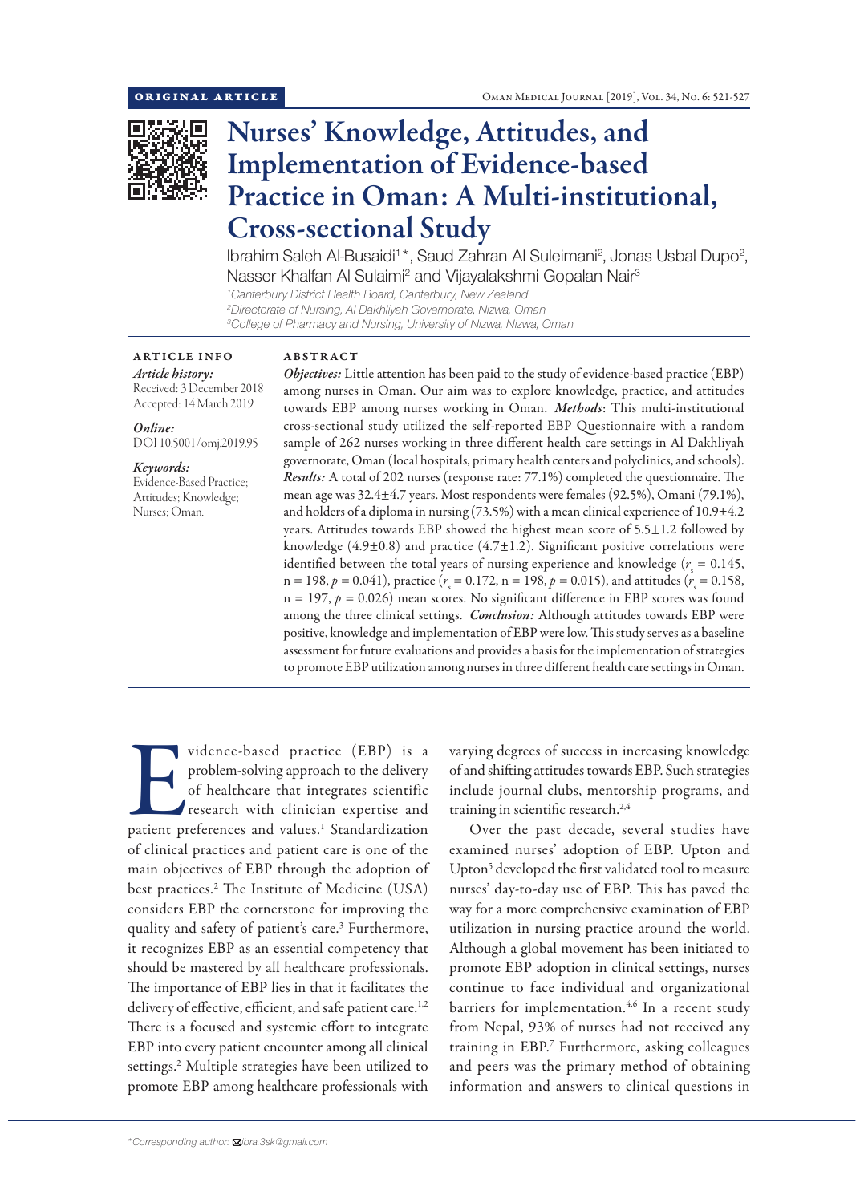ORIGINAL ARTICLE

# Nurses' Knowledge, Attitudes, and Implementation of Evidence-based Practice in Oman: A Multi-institutional, Cross-sectional Study

Ibrahim Saleh Al-Busaidi[1]*, Saud Zahran Al Suleimani[2], Jonas Usbal Dupo[2], Nasser Khalfan Al Sulaimi[2] and Vijayalakshmi Gopalan Nair[3]

[1]Canterbury District Health Board, Canterbury, New Zealand
[2]Directorate of Nursing, Al Dakhliyah Governorate, Nizwa, Oman
[3]College of Pharmacy and Nursing, University of Nizwa, Nizwa, Oman

## ARTICLE INFO

*Article history:*
Received: 3 December 2018
Accepted: 14 March 2019

*Online:*
DOI 10.5001/omj.2019.95

*Keywords:*
Evidence-Based Practice; Attitudes; Knowledge; Nurses; Oman.

## ABSTRACT

***Objectives:*** Little attention has been paid to the study of evidence-based practice (EBP) among nurses in Oman. Our aim was to explore knowledge, practice, and attitudes towards EBP among nurses working in Oman. ***Methods***: This multi-institutional cross-sectional study utilized the self-reported EBP Questionnaire with a random sample of 262 nurses working in three different health care settings in Al Dakhliyah governorate, Oman (local hospitals, primary health centers and polyclinics, and schools). ***Results:*** A total of 202 nurses (response rate: 77.1%) completed the questionnaire. The mean age was 32.4±4.7 years. Most respondents were females (92.5%), Omani (79.1%), and holders of a diploma in nursing (73.5%) with a mean clinical experience of 10.9±4.2 years. Attitudes towards EBP showed the highest mean score of 5.5±1.2 followed by knowledge (4.9±0.8) and practice (4.7±1.2). Significant positive correlations were identified between the total years of nursing experience and knowledge ($r_s = 0.145$, $n = 198$, $p = 0.041$), practice ($r_s = 0.172$, $n = 198$, $p = 0.015$), and attitudes ($r_s = 0.158$, $n = 197$, $p = 0.026$) mean scores. No significant difference in EBP scores was found among the three clinical settings. ***Conclusion:*** Although attitudes towards EBP were positive, knowledge and implementation of EBP were low. This study serves as a baseline assessment for future evaluations and provides a basis for the implementation of strategies to promote EBP utilization among nurses in three different health care settings in Oman.

Evidence-based practice (EBP) is a problem-solving approach to the delivery of healthcare that integrates scientific research with clinician expertise and patient preferences and values.[1] Standardization of clinical practices and patient care is one of the main objectives of EBP through the adoption of best practices.[2] The Institute of Medicine (USA) considers EBP the cornerstone for improving the quality and safety of patient's care.[3] Furthermore, it recognizes EBP as an essential competency that should be mastered by all healthcare professionals. The importance of EBP lies in that it facilitates the delivery of effective, efficient, and safe patient care.[1,2] There is a focused and systemic effort to integrate EBP into every patient encounter among all clinical settings.[2] Multiple strategies have been utilized to promote EBP among healthcare professionals with varying degrees of success in increasing knowledge of and shifting attitudes towards EBP. Such strategies include journal clubs, mentorship programs, and training in scientific research.[2,4]

Over the past decade, several studies have examined nurses' adoption of EBP. Upton and Upton[5] developed the first validated tool to measure nurses' day-to-day use of EBP. This has paved the way for a more comprehensive examination of EBP utilization in nursing practice around the world. Although a global movement has been initiated to promote EBP adoption in clinical settings, nurses continue to face individual and organizational barriers for implementation.[4,6] In a recent study from Nepal, 93% of nurses had not received any training in EBP.[7] Furthermore, asking colleagues and peers was the primary method of obtaining information and answers to clinical questions in

*Corresponding author: ✉ibra.3sk@gmail.com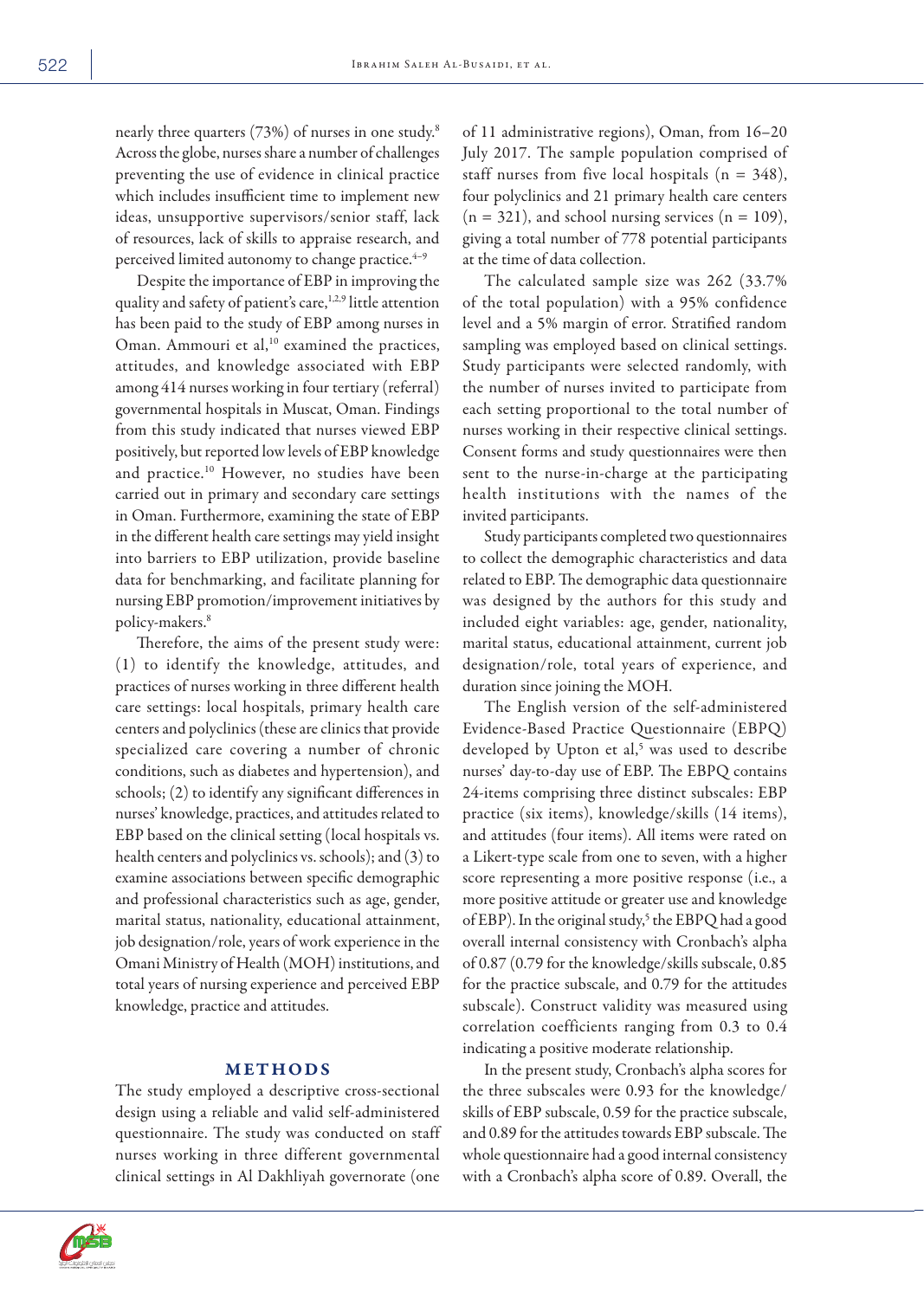nearly three quarters (73%) of nurses in one study.[8] Across the globe, nurses share a number of challenges preventing the use of evidence in clinical practice which includes insufficient time to implement new ideas, unsupportive supervisors/senior staff, lack of resources, lack of skills to appraise research, and perceived limited autonomy to change practice.[4–9]

Despite the importance of EBP in improving the quality and safety of patient's care,[1,2,9] little attention has been paid to the study of EBP among nurses in Oman. Ammouri et al,[10] examined the practices, attitudes, and knowledge associated with EBP among 414 nurses working in four tertiary (referral) governmental hospitals in Muscat, Oman. Findings from this study indicated that nurses viewed EBP positively, but reported low levels of EBP knowledge and practice.[10] However, no studies have been carried out in primary and secondary care settings in Oman. Furthermore, examining the state of EBP in the different health care settings may yield insight into barriers to EBP utilization, provide baseline data for benchmarking, and facilitate planning for nursing EBP promotion/improvement initiatives by policy-makers.[8]

Therefore, the aims of the present study were: (1) to identify the knowledge, attitudes, and practices of nurses working in three different health care settings: local hospitals, primary health care centers and polyclinics (these are clinics that provide specialized care covering a number of chronic conditions, such as diabetes and hypertension), and schools; (2) to identify any significant differences in nurses' knowledge, practices, and attitudes related to EBP based on the clinical setting (local hospitals vs. health centers and polyclinics vs. schools); and (3) to examine associations between specific demographic and professional characteristics such as age, gender, marital status, nationality, educational attainment, job designation/role, years of work experience in the Omani Ministry of Health (MOH) institutions, and total years of nursing experience and perceived EBP knowledge, practice and attitudes.

## METHODS

The study employed a descriptive cross-sectional design using a reliable and valid self-administered questionnaire. The study was conducted on staff nurses working in three different governmental clinical settings in Al Dakhliyah governorate (one of 11 administrative regions), Oman, from 16–20 July 2017. The sample population comprised of staff nurses from five local hospitals (n = 348), four polyclinics and 21 primary health care centers (n = 321), and school nursing services (n = 109), giving a total number of 778 potential participants at the time of data collection.

The calculated sample size was 262 (33.7% of the total population) with a 95% confidence level and a 5% margin of error. Stratified random sampling was employed based on clinical settings. Study participants were selected randomly, with the number of nurses invited to participate from each setting proportional to the total number of nurses working in their respective clinical settings. Consent forms and study questionnaires were then sent to the nurse-in-charge at the participating health institutions with the names of the invited participants.

Study participants completed two questionnaires to collect the demographic characteristics and data related to EBP. The demographic data questionnaire was designed by the authors for this study and included eight variables: age, gender, nationality, marital status, educational attainment, current job designation/role, total years of experience, and duration since joining the MOH.

The English version of the self-administered Evidence-Based Practice Questionnaire (EBPQ) developed by Upton et al,[5] was used to describe nurses' day-to-day use of EBP. The EBPQ contains 24-items comprising three distinct subscales: EBP practice (six items), knowledge/skills (14 items), and attitudes (four items). All items were rated on a Likert-type scale from one to seven, with a higher score representing a more positive response (i.e., a more positive attitude or greater use and knowledge of EBP). In the original study,[5] the EBPQ had a good overall internal consistency with Cronbach's alpha of 0.87 (0.79 for the knowledge/skills subscale, 0.85 for the practice subscale, and 0.79 for the attitudes subscale). Construct validity was measured using correlation coefficients ranging from 0.3 to 0.4 indicating a positive moderate relationship.

In the present study, Cronbach's alpha scores for the three subscales were 0.93 for the knowledge/skills of EBP subscale, 0.59 for the practice subscale, and 0.89 for the attitudes towards EBP subscale. The whole questionnaire had a good internal consistency with a Cronbach's alpha score of 0.89. Overall, the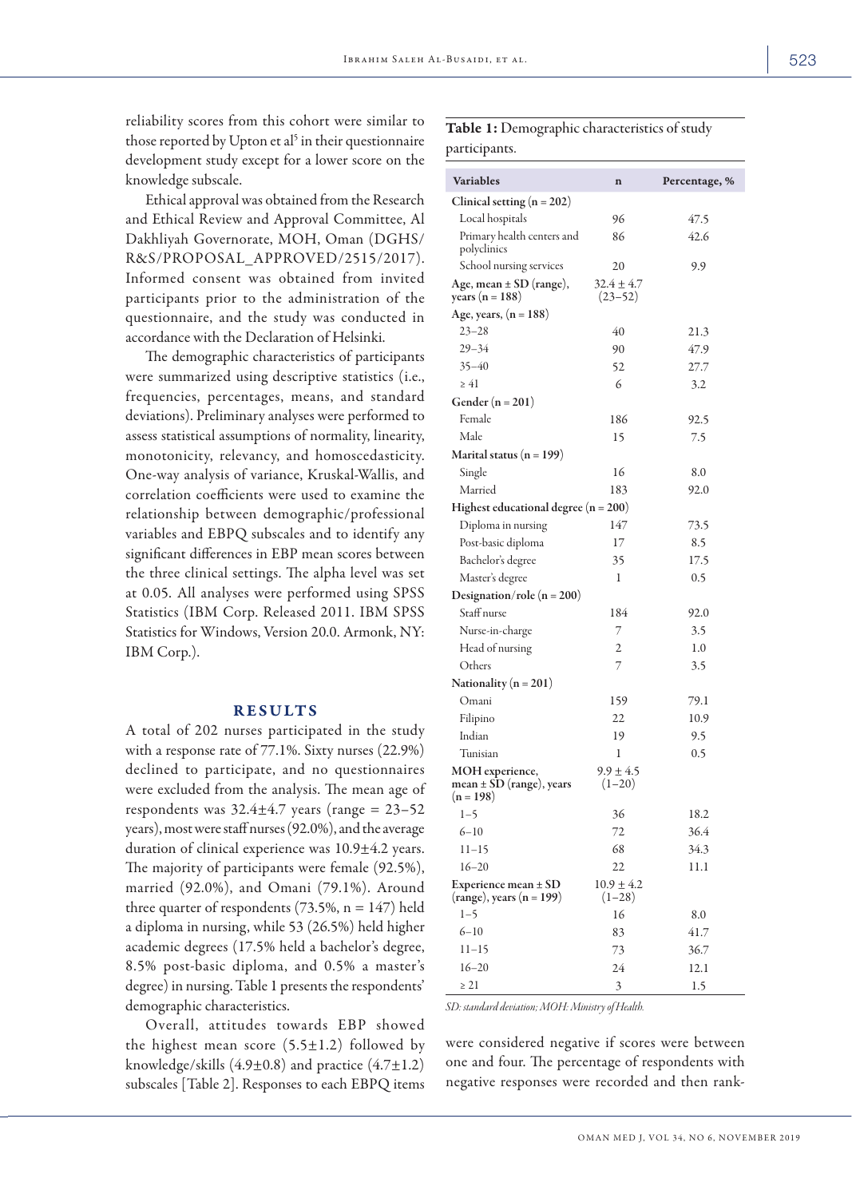reliability scores from this cohort were similar to those reported by Upton et al[5] in their questionnaire development study except for a lower score on the knowledge subscale.

Ethical approval was obtained from the Research and Ethical Review and Approval Committee, Al Dakhliyah Governorate, MOH, Oman (DGHS/R&S/PROPOSAL_APPROVED/2515/2017). Informed consent was obtained from invited participants prior to the administration of the questionnaire, and the study was conducted in accordance with the Declaration of Helsinki.

The demographic characteristics of participants were summarized using descriptive statistics (i.e., frequencies, percentages, means, and standard deviations). Preliminary analyses were performed to assess statistical assumptions of normality, linearity, monotonicity, relevancy, and homoscedasticity. One-way analysis of variance, Kruskal-Wallis, and correlation coefficients were used to examine the relationship between demographic/professional variables and EBPQ subscales and to identify any significant differences in EBP mean scores between the three clinical settings. The alpha level was set at 0.05. All analyses were performed using SPSS Statistics (IBM Corp. Released 2011. IBM SPSS Statistics for Windows, Version 20.0. Armonk, NY: IBM Corp.).

## RESULTS

A total of 202 nurses participated in the study with a response rate of 77.1%. Sixty nurses (22.9%) declined to participate, and no questionnaires were excluded from the analysis. The mean age of respondents was 32.4±4.7 years (range = 23–52 years), most were staff nurses (92.0%), and the average duration of clinical experience was 10.9±4.2 years. The majority of participants were female (92.5%), married (92.0%), and Omani (79.1%). Around three quarter of respondents (73.5%, n = 147) held a diploma in nursing, while 53 (26.5%) held higher academic degrees (17.5% held a bachelor's degree, 8.5% post-basic diploma, and 0.5% a master's degree) in nursing. Table 1 presents the respondents' demographic characteristics.

Overall, attitudes towards EBP showed the highest mean score (5.5±1.2) followed by knowledge/skills (4.9±0.8) and practice (4.7±1.2) subscales [Table 2]. Responses to each EBPQ items were considered negative if scores were between one and four. The percentage of respondents with negative responses were recorded and then rank-

**Table 1:** Demographic characteristics of study participants.

| Variables | n | Percentage, % |
|---|---|---|
| **Clinical setting (n = 202)** | | |
| Local hospitals | 96 | 47.5 |
| Primary health centers and polyclinics | 86 | 42.6 |
| School nursing services | 20 | 9.9 |
| **Age, mean ± SD (range), years (n = 188)** | 32.4 ± 4.7 (23–52) | |
| **Age, years, (n = 188)** | | |
| 23–28 | 40 | 21.3 |
| 29–34 | 90 | 47.9 |
| 35–40 | 52 | 27.7 |
| ≥ 41 | 6 | 3.2 |
| **Gender (n = 201)** | | |
| Female | 186 | 92.5 |
| Male | 15 | 7.5 |
| **Marital status (n = 199)** | | |
| Single | 16 | 8.0 |
| Married | 183 | 92.0 |
| **Highest educational degree (n = 200)** | | |
| Diploma in nursing | 147 | 73.5 |
| Post-basic diploma | 17 | 8.5 |
| Bachelor's degree | 35 | 17.5 |
| Master's degree | 1 | 0.5 |
| **Designation/role (n = 200)** | | |
| Staff nurse | 184 | 92.0 |
| Nurse-in-charge | 7 | 3.5 |
| Head of nursing | 2 | 1.0 |
| Others | 7 | 3.5 |
| **Nationality (n = 201)** | | |
| Omani | 159 | 79.1 |
| Filipino | 22 | 10.9 |
| Indian | 19 | 9.5 |
| Tunisian | 1 | 0.5 |
| **MOH experience, mean ± SD (range), years (n = 198)** | 9.9 ± 4.5 (1–20) | |
| 1–5 | 36 | 18.2 |
| 6–10 | 72 | 36.4 |
| 11–15 | 68 | 34.3 |
| 16–20 | 22 | 11.1 |
| **Experience mean ± SD (range), years (n = 199)** | 10.9 ± 4.2 (1–28) | |
| 1–5 | 16 | 8.0 |
| 6–10 | 83 | 41.7 |
| 11–15 | 73 | 36.7 |
| 16–20 | 24 | 12.1 |
| ≥ 21 | 3 | 1.5 |

*SD: standard deviation; MOH: Ministry of Health.*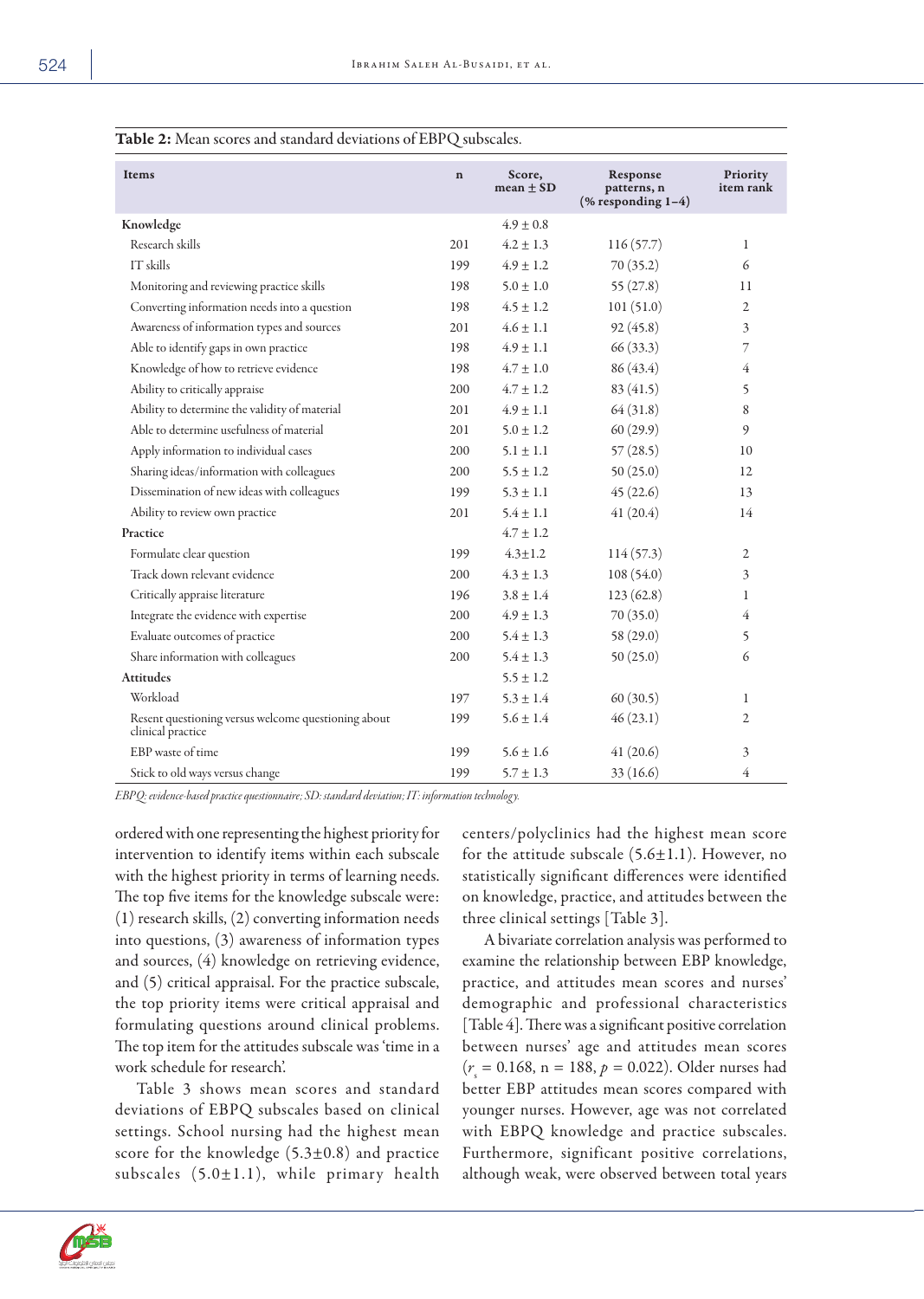**Table 2:** Mean scores and standard deviations of EBPQ subscales.

| Items | n | Score, mean ± SD | Response patterns, n (% responding 1–4) | Priority item rank |
|---|---|---|---|---|
| **Knowledge** | | 4.9 ± 0.8 | | |
| Research skills | 201 | 4.2 ± 1.3 | 116 (57.7) | 1 |
| IT skills | 199 | 4.9 ± 1.2 | 70 (35.2) | 6 |
| Monitoring and reviewing practice skills | 198 | 5.0 ± 1.0 | 55 (27.8) | 11 |
| Converting information needs into a question | 198 | 4.5 ± 1.2 | 101 (51.0) | 2 |
| Awareness of information types and sources | 201 | 4.6 ± 1.1 | 92 (45.8) | 3 |
| Able to identify gaps in own practice | 198 | 4.9 ± 1.1 | 66 (33.3) | 7 |
| Knowledge of how to retrieve evidence | 198 | 4.7 ± 1.0 | 86 (43.4) | 4 |
| Ability to critically appraise | 200 | 4.7 ± 1.2 | 83 (41.5) | 5 |
| Ability to determine the validity of material | 201 | 4.9 ± 1.1 | 64 (31.8) | 8 |
| Able to determine usefulness of material | 201 | 5.0 ± 1.2 | 60 (29.9) | 9 |
| Apply information to individual cases | 200 | 5.1 ± 1.1 | 57 (28.5) | 10 |
| Sharing ideas/information with colleagues | 200 | 5.5 ± 1.2 | 50 (25.0) | 12 |
| Dissemination of new ideas with colleagues | 199 | 5.3 ± 1.1 | 45 (22.6) | 13 |
| Ability to review own practice | 201 | 5.4 ± 1.1 | 41 (20.4) | 14 |
| **Practice** | | 4.7 ± 1.2 | | |
| Formulate clear question | 199 | 4.3±1.2 | 114 (57.3) | 2 |
| Track down relevant evidence | 200 | 4.3 ± 1.3 | 108 (54.0) | 3 |
| Critically appraise literature | 196 | 3.8 ± 1.4 | 123 (62.8) | 1 |
| Integrate the evidence with expertise | 200 | 4.9 ± 1.3 | 70 (35.0) | 4 |
| Evaluate outcomes of practice | 200 | 5.4 ± 1.3 | 58 (29.0) | 5 |
| Share information with colleagues | 200 | 5.4 ± 1.3 | 50 (25.0) | 6 |
| **Attitudes** | | 5.5 ± 1.2 | | |
| Workload | 197 | 5.3 ± 1.4 | 60 (30.5) | 1 |
| Resent questioning versus welcome questioning about clinical practice | 199 | 5.6 ± 1.4 | 46 (23.1) | 2 |
| EBP waste of time | 199 | 5.6 ± 1.6 | 41 (20.6) | 3 |
| Stick to old ways versus change | 199 | 5.7 ± 1.3 | 33 (16.6) | 4 |

*EBPQ: evidence-based practice questionnaire; SD: standard deviation; IT: information technology.*

ordered with one representing the highest priority for intervention to identify items within each subscale with the highest priority in terms of learning needs. The top five items for the knowledge subscale were: (1) research skills, (2) converting information needs into questions, (3) awareness of information types and sources, (4) knowledge on retrieving evidence, and (5) critical appraisal. For the practice subscale, the top priority items were critical appraisal and formulating questions around clinical problems. The top item for the attitudes subscale was 'time in a work schedule for research'.

Table 3 shows mean scores and standard deviations of EBPQ subscales based on clinical settings. School nursing had the highest mean score for the knowledge (5.3±0.8) and practice subscales (5.0±1.1), while primary health centers/polyclinics had the highest mean score for the attitude subscale (5.6±1.1). However, no statistically significant differences were identified on knowledge, practice, and attitudes between the three clinical settings [Table 3].

A bivariate correlation analysis was performed to examine the relationship between EBP knowledge, practice, and attitudes mean scores and nurses' demographic and professional characteristics [Table 4]. There was a significant positive correlation between nurses' age and attitudes mean scores ($r_s$ = 0.168, n = 188, $p$ = 0.022). Older nurses had better EBP attitudes mean scores compared with younger nurses. However, age was not correlated with EBPQ knowledge and practice subscales. Furthermore, significant positive correlations, although weak, were observed between total years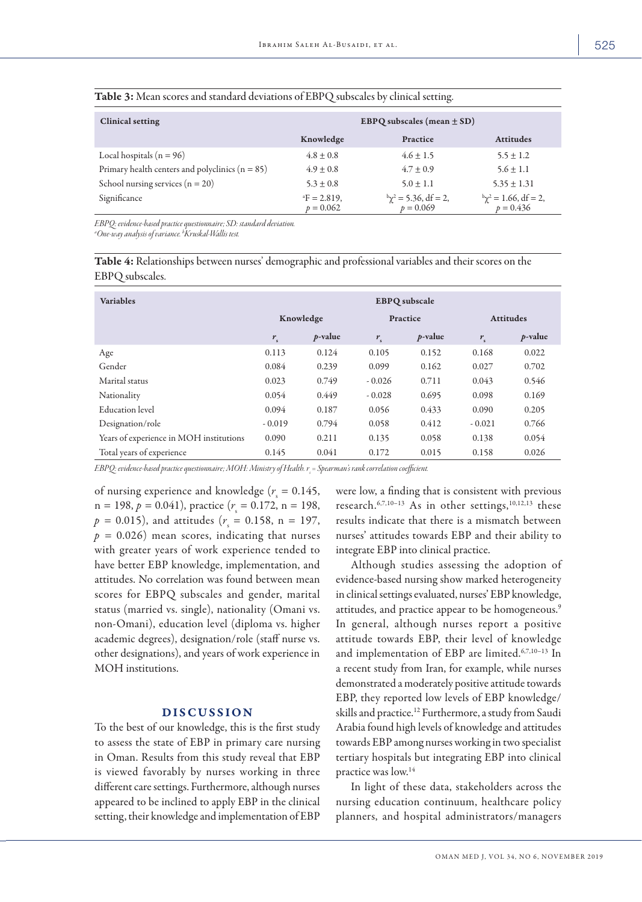**Table 3:** Mean scores and standard deviations of EBPQ subscales by clinical setting.

| Clinical setting | EBPQ subscales (mean ± SD) | | |
|---|---|---|---|
| | Knowledge | Practice | Attitudes |
| Local hospitals (n = 96) | 4.8 ± 0.8 | 4.6 ± 1.5 | 5.5 ± 1.2 |
| Primary health centers and polyclinics (n = 85) | 4.9 ± 0.8 | 4.7 ± 0.9 | 5.6 ± 1.1 |
| School nursing services (n = 20) | 5.3 ± 0.8 | 5.0 ± 1.1 | 5.35 ± 1.31 |
| Significance | [a]F = 2.819, $p = 0.062$ | [b]$\chi^2 = 5.36$, df = 2, $p = 0.069$ | [b]$\chi^2 = 1.66$, df = 2, $p = 0.436$ |

*EBPQ: evidence-based practice questionnaire; SD: standard deviation.*
*[a]One-way analysis of variance. [b]Kruskal-Wallis test.*

**Table 4:** Relationships between nurses' demographic and professional variables and their scores on the EBPQ subscales.

| Variables | EBPQ subscale | | | | | |
|---|---|---|---|---|---|---|
| | Knowledge | | Practice | | Attitudes | |
| | $r_s$ | *p*-value | $r_s$ | *p*-value | $r_s$ | *p*-value |
| Age | 0.113 | 0.124 | 0.105 | 0.152 | 0.168 | 0.022 |
| Gender | 0.084 | 0.239 | 0.099 | 0.162 | 0.027 | 0.702 |
| Marital status | 0.023 | 0.749 | - 0.026 | 0.711 | 0.043 | 0.546 |
| Nationality | 0.054 | 0.449 | - 0.028 | 0.695 | 0.098 | 0.169 |
| Education level | 0.094 | 0.187 | 0.056 | 0.433 | 0.090 | 0.205 |
| Designation/role | - 0.019 | 0.794 | 0.058 | 0.412 | - 0.021 | 0.766 |
| Years of experience in MOH institutions | 0.090 | 0.211 | 0.135 | 0.058 | 0.138 | 0.054 |
| Total years of experience | 0.145 | 0.041 | 0.172 | 0.015 | 0.158 | 0.026 |

*EBPQ: evidence-based practice questionnaire; MOH: Ministry of Health. $r_s$ = Spearman's rank correlation coefficient.*

of nursing experience and knowledge ($r_s = 0.145$, n = 198, $p = 0.041$), practice ($r_s = 0.172$, n = 198, $p = 0.015$), and attitudes ($r_s = 0.158$, n = 197, $p = 0.026$) mean scores, indicating that nurses with greater years of work experience tended to have better EBP knowledge, implementation, and attitudes. No correlation was found between mean scores for EBPQ subscales and gender, marital status (married vs. single), nationality (Omani vs. non-Omani), education level (diploma vs. higher academic degrees), designation/role (staff nurse vs. other designations), and years of work experience in MOH institutions.

## DISCUSSION

To the best of our knowledge, this is the first study to assess the state of EBP in primary care nursing in Oman. Results from this study reveal that EBP is viewed favorably by nurses working in three different care settings. Furthermore, although nurses appeared to be inclined to apply EBP in the clinical setting, their knowledge and implementation of EBP were low, a finding that is consistent with previous research.[6,7,10–13] As in other settings,[10,12,13] these results indicate that there is a mismatch between nurses' attitudes towards EBP and their ability to integrate EBP into clinical practice.

Although studies assessing the adoption of evidence-based nursing show marked heterogeneity in clinical settings evaluated, nurses' EBP knowledge, attitudes, and practice appear to be homogeneous.[9] In general, although nurses report a positive attitude towards EBP, their level of knowledge and implementation of EBP are limited.[6,7,10–13] In a recent study from Iran, for example, while nurses demonstrated a moderately positive attitude towards EBP, they reported low levels of EBP knowledge/skills and practice.[12] Furthermore, a study from Saudi Arabia found high levels of knowledge and attitudes towards EBP among nurses working in two specialist tertiary hospitals but integrating EBP into clinical practice was low.[14]

In light of these data, stakeholders across the nursing education continuum, healthcare policy planners, and hospital administrators/managers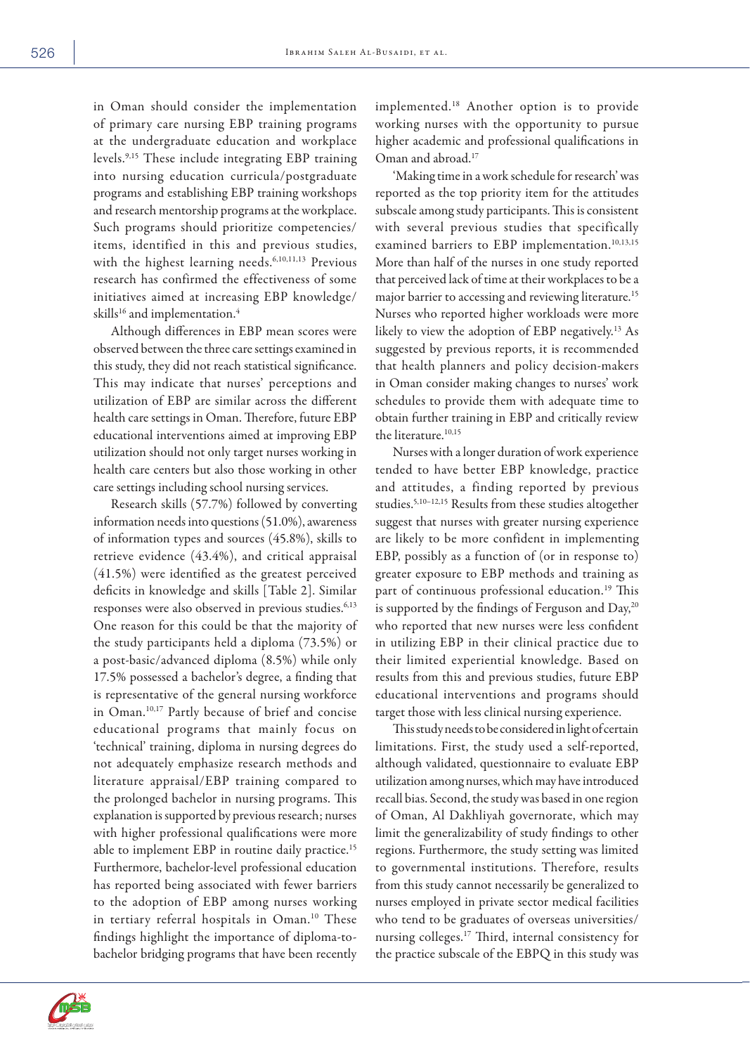in Oman should consider the implementation of primary care nursing EBP training programs at the undergraduate education and workplace levels.[9,15] These include integrating EBP training into nursing education curricula/postgraduate programs and establishing EBP training workshops and research mentorship programs at the workplace. Such programs should prioritize competencies/items, identified in this and previous studies, with the highest learning needs.[6,10,11,13] Previous research has confirmed the effectiveness of some initiatives aimed at increasing EBP knowledge/skills[16] and implementation.[4]

Although differences in EBP mean scores were observed between the three care settings examined in this study, they did not reach statistical significance. This may indicate that nurses' perceptions and utilization of EBP are similar across the different health care settings in Oman. Therefore, future EBP educational interventions aimed at improving EBP utilization should not only target nurses working in health care centers but also those working in other care settings including school nursing services.

Research skills (57.7%) followed by converting information needs into questions (51.0%), awareness of information types and sources (45.8%), skills to retrieve evidence (43.4%), and critical appraisal (41.5%) were identified as the greatest perceived deficits in knowledge and skills [Table 2]. Similar responses were also observed in previous studies.[6,13] One reason for this could be that the majority of the study participants held a diploma (73.5%) or a post-basic/advanced diploma (8.5%) while only 17.5% possessed a bachelor's degree, a finding that is representative of the general nursing workforce in Oman.[10,17] Partly because of brief and concise educational programs that mainly focus on 'technical' training, diploma in nursing degrees do not adequately emphasize research methods and literature appraisal/EBP training compared to the prolonged bachelor in nursing programs. This explanation is supported by previous research; nurses with higher professional qualifications were more able to implement EBP in routine daily practice.[15] Furthermore, bachelor-level professional education has reported being associated with fewer barriers to the adoption of EBP among nurses working in tertiary referral hospitals in Oman.[10] These findings highlight the importance of diploma-to-bachelor bridging programs that have been recently implemented.[18] Another option is to provide working nurses with the opportunity to pursue higher academic and professional qualifications in Oman and abroad.[17]

'Making time in a work schedule for research' was reported as the top priority item for the attitudes subscale among study participants. This is consistent with several previous studies that specifically examined barriers to EBP implementation.[10,13,15] More than half of the nurses in one study reported that perceived lack of time at their workplaces to be a major barrier to accessing and reviewing literature.[15] Nurses who reported higher workloads were more likely to view the adoption of EBP negatively.[13] As suggested by previous reports, it is recommended that health planners and policy decision-makers in Oman consider making changes to nurses' work schedules to provide them with adequate time to obtain further training in EBP and critically review the literature.[10,15]

Nurses with a longer duration of work experience tended to have better EBP knowledge, practice and attitudes, a finding reported by previous studies.[5,10–12,15] Results from these studies altogether suggest that nurses with greater nursing experience are likely to be more confident in implementing EBP, possibly as a function of (or in response to) greater exposure to EBP methods and training as part of continuous professional education.[19] This is supported by the findings of Ferguson and Day,[20] who reported that new nurses were less confident in utilizing EBP in their clinical practice due to their limited experiential knowledge. Based on results from this and previous studies, future EBP educational interventions and programs should target those with less clinical nursing experience.

This study needs to be considered in light of certain limitations. First, the study used a self-reported, although validated, questionnaire to evaluate EBP utilization among nurses, which may have introduced recall bias. Second, the study was based in one region of Oman, Al Dakhliyah governorate, which may limit the generalizability of study findings to other regions. Furthermore, the study setting was limited to governmental institutions. Therefore, results from this study cannot necessarily be generalized to nurses employed in private sector medical facilities who tend to be graduates of overseas universities/nursing colleges.[17] Third, internal consistency for the practice subscale of the EBPQ in this study was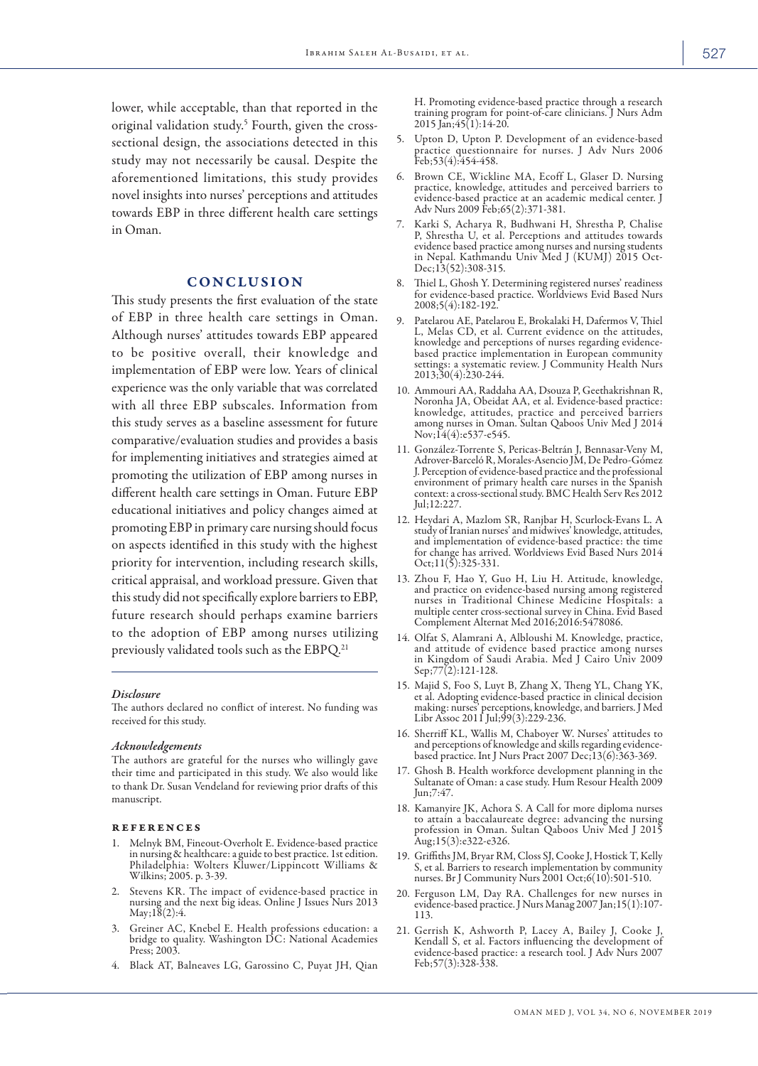lower, while acceptable, than that reported in the original validation study.[5] Fourth, given the cross-sectional design, the associations detected in this study may not necessarily be causal. Despite the aforementioned limitations, this study provides novel insights into nurses' perceptions and attitudes towards EBP in three different health care settings in Oman.

## CONCLUSION

This study presents the first evaluation of the state of EBP in three health care settings in Oman. Although nurses' attitudes towards EBP appeared to be positive overall, their knowledge and implementation of EBP were low. Years of clinical experience was the only variable that was correlated with all three EBP subscales. Information from this study serves as a baseline assessment for future comparative/evaluation studies and provides a basis for implementing initiatives and strategies aimed at promoting the utilization of EBP among nurses in different health care settings in Oman. Future EBP educational initiatives and policy changes aimed at promoting EBP in primary care nursing should focus on aspects identified in this study with the highest priority for intervention, including research skills, critical appraisal, and workload pressure. Given that this study did not specifically explore barriers to EBP, future research should perhaps examine barriers to the adoption of EBP among nurses utilizing previously validated tools such as the EBPQ.[21]

### *Disclosure*

The authors declared no conflict of interest. No funding was received for this study.

### *Acknowledgements*

The authors are grateful for the nurses who willingly gave their time and participated in this study. We also would like to thank Dr. Susan Vendeland for reviewing prior drafts of this manuscript.

### REFERENCES

1. Melnyk BM, Fineout-Overholt E. Evidence-based practice in nursing & healthcare: a guide to best practice. 1st edition. Philadelphia: Wolters Kluwer/Lippincott Williams & Wilkins; 2005. p. 3-39.
2. Stevens KR. The impact of evidence-based practice in nursing and the next big ideas. Online J Issues Nurs 2013 May;18(2):4.
3. Greiner AC, Knebel E. Health professions education: a bridge to quality. Washington DC: National Academies Press; 2003.
4. Black AT, Balneaves LG, Garossino C, Puyat JH, Qian H. Promoting evidence-based practice through a research training program for point-of-care clinicians. J Nurs Adm 2015 Jan;45(1):14-20.
5. Upton D, Upton P. Development of an evidence-based practice questionnaire for nurses. J Adv Nurs 2006 Feb;53(4):454-458.
6. Brown CE, Wickline MA, Ecoff L, Glaser D. Nursing practice, knowledge, attitudes and perceived barriers to evidence-based practice at an academic medical center. J Adv Nurs 2009 Feb;65(2):371-381.
7. Karki S, Acharya R, Budhwani H, Shrestha P, Chalise P, Shrestha U, et al. Perceptions and attitudes towards evidence based practice among nurses and nursing students in Nepal. Kathmandu Univ Med J (KUMJ) 2015 Oct-Dec;13(52):308-315.
8. Thiel L, Ghosh Y. Determining registered nurses' readiness for evidence-based practice. Worldviews Evid Based Nurs 2008;5(4):182-192.
9. Patelarou AE, Patelarou E, Brokalaki H, Dafermos V, Thiel L, Melas CD, et al. Current evidence on the attitudes, knowledge and perceptions of nurses regarding evidence-based practice implementation in European community settings: a systematic review. J Community Health Nurs 2013;30(4):230-244.
10. Ammouri AA, Raddaha AA, Dsouza P, Geethakrishnan R, Noronha JA, Obeidat AA, et al. Evidence-based practice: knowledge, attitudes, practice and perceived barriers among nurses in Oman. Sultan Qaboos Univ Med J 2014 Nov;14(4):e537-e545.
11. González-Torrente S, Pericas-Beltrán J, Bennasar-Veny M, Adrover-Barceló R, Morales-Asencio JM, De Pedro-Gómez J. Perception of evidence-based practice and the professional environment of primary health care nurses in the Spanish context: a cross-sectional study. BMC Health Serv Res 2012 Jul;12:227.
12. Heydari A, Mazlom SR, Ranjbar H, Scurlock-Evans L. A study of Iranian nurses' and midwives' knowledge, attitudes, and implementation of evidence-based practice: the time for change has arrived. Worldviews Evid Based Nurs 2014 Oct;11(5):325-331.
13. Zhou F, Hao Y, Guo H, Liu H. Attitude, knowledge, and practice on evidence-based nursing among registered nurses in Traditional Chinese Medicine Hospitals: a multiple center cross-sectional survey in China. Evid Based Complement Alternat Med 2016;2016:5478086.
14. Olfat S, Alamrani A, Albloushi M. Knowledge, practice, and attitude of evidence based practice among nurses in Kingdom of Saudi Arabia. Med J Cairo Univ 2009 Sep;77(2):121-128.
15. Majid S, Foo S, Luyt B, Zhang X, Theng YL, Chang YK, et al. Adopting evidence-based practice in clinical decision making: nurses' perceptions, knowledge, and barriers. J Med Libr Assoc 2011 Jul;99(3):229-236.
16. Sherriff KL, Wallis M, Chaboyer W. Nurses' attitudes to and perceptions of knowledge and skills regarding evidence-based practice. Int J Nurs Pract 2007 Dec;13(6):363-369.
17. Ghosh B. Health workforce development planning in the Sultanate of Oman: a case study. Hum Resour Health 2009 Jun;7:47.
18. Kamanyire JK, Achora S. A Call for more diploma nurses to attain a baccalaureate degree: advancing the nursing profession in Oman. Sultan Qaboos Univ Med J 2015 Aug;15(3):e322-e326.
19. Griffiths JM, Bryar RM, Closs SJ, Cooke J, Hostick T, Kelly S, et al. Barriers to research implementation by community nurses. Br J Community Nurs 2001 Oct;6(10):501-510.
20. Ferguson LM, Day RA. Challenges for new nurses in evidence-based practice. J Nurs Manag 2007 Jan;15(1):107-113.
21. Gerrish K, Ashworth P, Lacey A, Bailey J, Cooke J, Kendall S, et al. Factors influencing the development of evidence-based practice: a research tool. J Adv Nurs 2007 Feb;57(3):328-338.